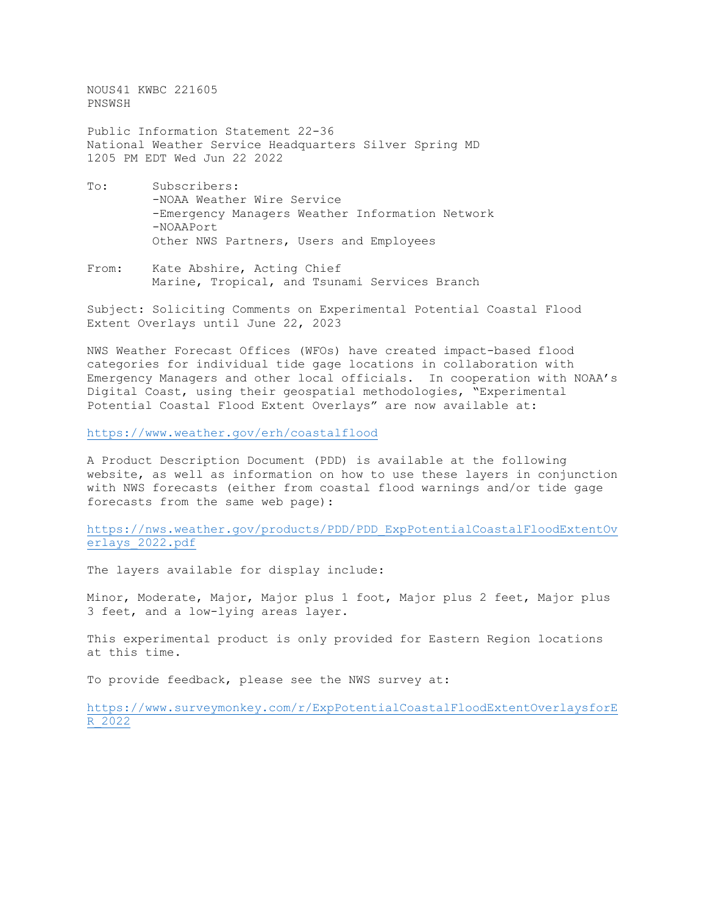NOUS41 KWBC 221605
PNSWSH

Public Information Statement 22-36
National Weather Service Headquarters Silver Spring MD
1205 PM EDT Wed Jun 22 2022

To: Subscribers:
-NOAA Weather Wire Service
-Emergency Managers Weather Information Network
-NOAAPort
Other NWS Partners, Users and Employees

From: Kate Abshire, Acting Chief
Marine, Tropical, and Tsunami Services Branch

Subject: Soliciting Comments on Experimental Potential Coastal Flood Extent Overlays until June 22, 2023

NWS Weather Forecast Offices (WFOs) have created impact-based flood categories for individual tide gage locations in collaboration with Emergency Managers and other local officials. In cooperation with NOAA's Digital Coast, using their geospatial methodologies, "Experimental Potential Coastal Flood Extent Overlays" are now available at:

https://www.weather.gov/erh/coastalflood

A Product Description Document (PDD) is available at the following website, as well as information on how to use these layers in conjunction with NWS forecasts (either from coastal flood warnings and/or tide gage forecasts from the same web page):

https://nws.weather.gov/products/PDD/PDD_ExpPotentialCoastalFloodExtentOverlays_2022.pdf

The layers available for display include:

Minor, Moderate, Major, Major plus 1 foot, Major plus 2 feet, Major plus 3 feet, and a low-lying areas layer.

This experimental product is only provided for Eastern Region locations at this time.

To provide feedback, please see the NWS survey at:

https://www.surveymonkey.com/r/ExpPotentialCoastalFloodExtentOverlaysforER_2022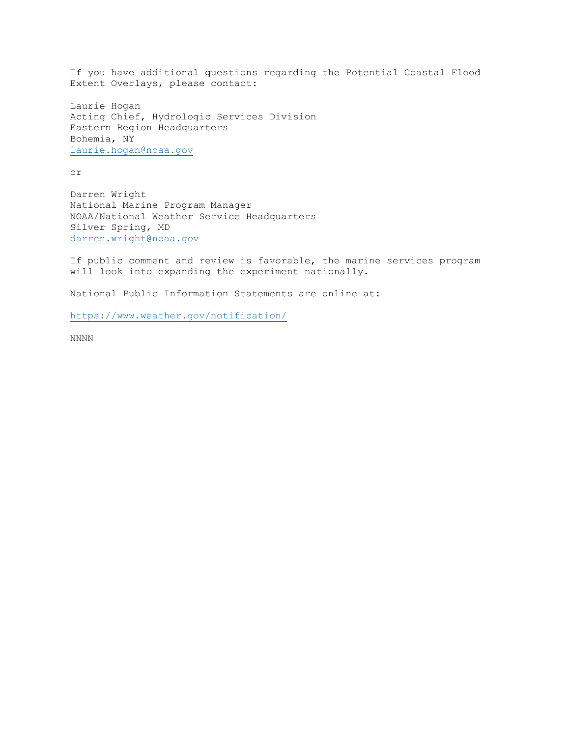If you have additional questions regarding the Potential Coastal Flood Extent Overlays, please contact:

Laurie Hogan  
Acting Chief, Hydrologic Services Division  
Eastern Region Headquarters  
Bohemia, NY  
laurie.hogan@noaa.gov

or

Darren Wright  
National Marine Program Manager  
NOAA/National Weather Service Headquarters  
Silver Spring, MD  
darren.wright@noaa.gov

If public comment and review is favorable, the marine services program will look into expanding the experiment nationally.

National Public Information Statements are online at:

https://www.weather.gov/notification/

NNNN